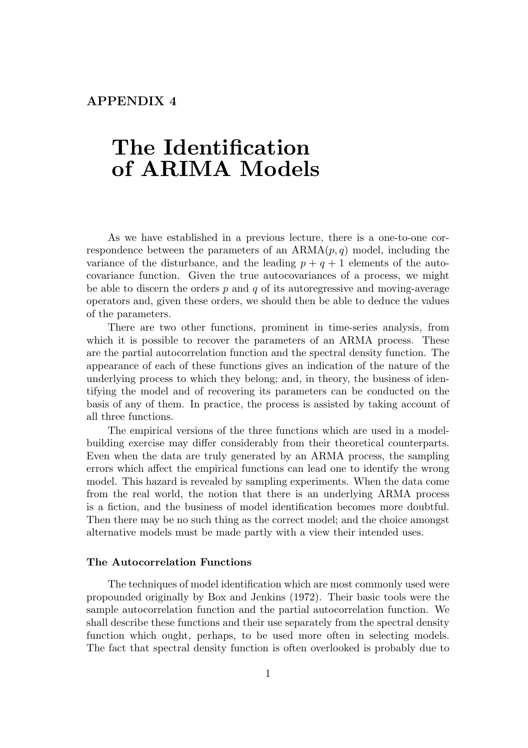APPENDIX 4

# The Identification of ARIMA Models

As we have established in a previous lecture, there is a one-to-one correspondence between the parameters of an ARMA$(p, q)$ model, including the variance of the disturbance, and the leading $p + q + 1$ elements of the autocovariance function. Given the true autocovariances of a process, we might be able to discern the orders $p$ and $q$ of its autoregressive and moving-average operators and, given these orders, we should then be able to deduce the values of the parameters.

There are two other functions, prominent in time-series analysis, from which it is possible to recover the parameters of an ARMA process. These are the partial autocorrelation function and the spectral density function. The appearance of each of these functions gives an indication of the nature of the underlying process to which they belong; and, in theory, the business of identifying the model and of recovering its parameters can be conducted on the basis of any of them. In practice, the process is assisted by taking account of all three functions.

The empirical versions of the three functions which are used in a model-building exercise may differ considerably from their theoretical counterparts. Even when the data are truly generated by an ARMA process, the sampling errors which affect the empirical functions can lead one to identify the wrong model. This hazard is revealed by sampling experiments. When the data come from the real world, the notion that there is an underlying ARMA process is a fiction, and the business of model identification becomes more doubtful. Then there may be no such thing as the correct model; and the choice amongst alternative models must be made partly with a view their intended uses.

### The Autocorrelation Functions

The techniques of model identification which are most commonly used were propounded originally by Box and Jenkins (1972). Their basic tools were the sample autocorrelation function and the partial autocorrelation function. We shall describe these functions and their use separately from the spectral density function which ought, perhaps, to be used more often in selecting models. The fact that spectral density function is often overlooked is probably due to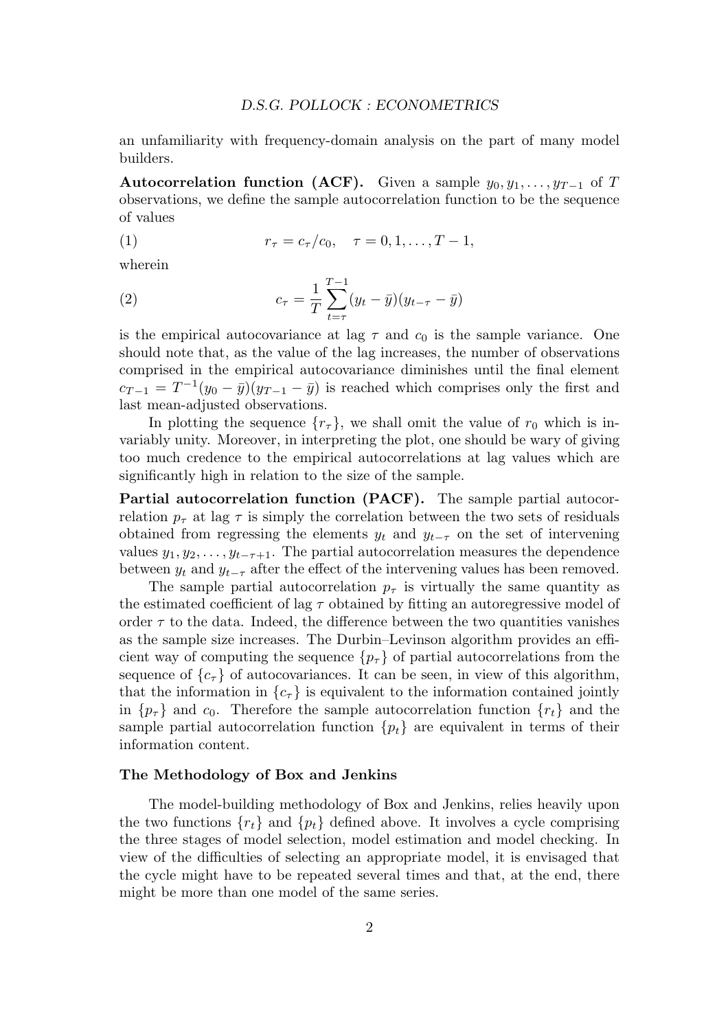an unfamiliarity with frequency-domain analysis on the part of many model builders.

**Autocorrelation function (ACF).** Given a sample $y_0, y_1, \ldots, y_{T-1}$ of $T$ observations, we define the sample autocorrelation function to be the sequence of values

$$(1) \qquad r_\tau = c_\tau / c_0, \quad \tau = 0, 1, \ldots, T-1,$$

wherein

$$(2) \qquad c_\tau = \frac{1}{T} \sum_{t=\tau}^{T-1} (y_t - \bar{y})(y_{t-\tau} - \bar{y})$$

is the empirical autocovariance at lag $\tau$ and $c_0$ is the sample variance. One should note that, as the value of the lag increases, the number of observations comprised in the empirical autocovariance diminishes until the final element $c_{T-1} = T^{-1}(y_0 - \bar{y})(y_{T-1} - \bar{y})$ is reached which comprises only the first and last mean-adjusted observations.

In plotting the sequence $\{r_\tau\}$, we shall omit the value of $r_0$ which is invariably unity. Moreover, in interpreting the plot, one should be wary of giving too much credence to the empirical autocorrelations at lag values which are significantly high in relation to the size of the sample.

**Partial autocorrelation function (PACF).** The sample partial autocorrelation $p_\tau$ at lag $\tau$ is simply the correlation between the two sets of residuals obtained from regressing the elements $y_t$ and $y_{t-\tau}$ on the set of intervening values $y_1, y_2, \ldots, y_{t-\tau+1}$. The partial autocorrelation measures the dependence between $y_t$ and $y_{t-\tau}$ after the effect of the intervening values has been removed.

The sample partial autocorrelation $p_\tau$ is virtually the same quantity as the estimated coefficient of lag $\tau$ obtained by fitting an autoregressive model of order $\tau$ to the data. Indeed, the difference between the two quantities vanishes as the sample size increases. The Durbin–Levinson algorithm provides an efficient way of computing the sequence $\{p_\tau\}$ of partial autocorrelations from the sequence of $\{c_\tau\}$ of autocovariances. It can be seen, in view of this algorithm, that the information in $\{c_\tau\}$ is equivalent to the information contained jointly in $\{p_\tau\}$ and $c_0$. Therefore the sample autocorrelation function $\{r_t\}$ and the sample partial autocorrelation function $\{p_t\}$ are equivalent in terms of their information content.

### The Methodology of Box and Jenkins

The model-building methodology of Box and Jenkins, relies heavily upon the two functions $\{r_t\}$ and $\{p_t\}$ defined above. It involves a cycle comprising the three stages of model selection, model estimation and model checking. In view of the difficulties of selecting an appropriate model, it is envisaged that the cycle might have to be repeated several times and that, at the end, there might be more than one model of the same series.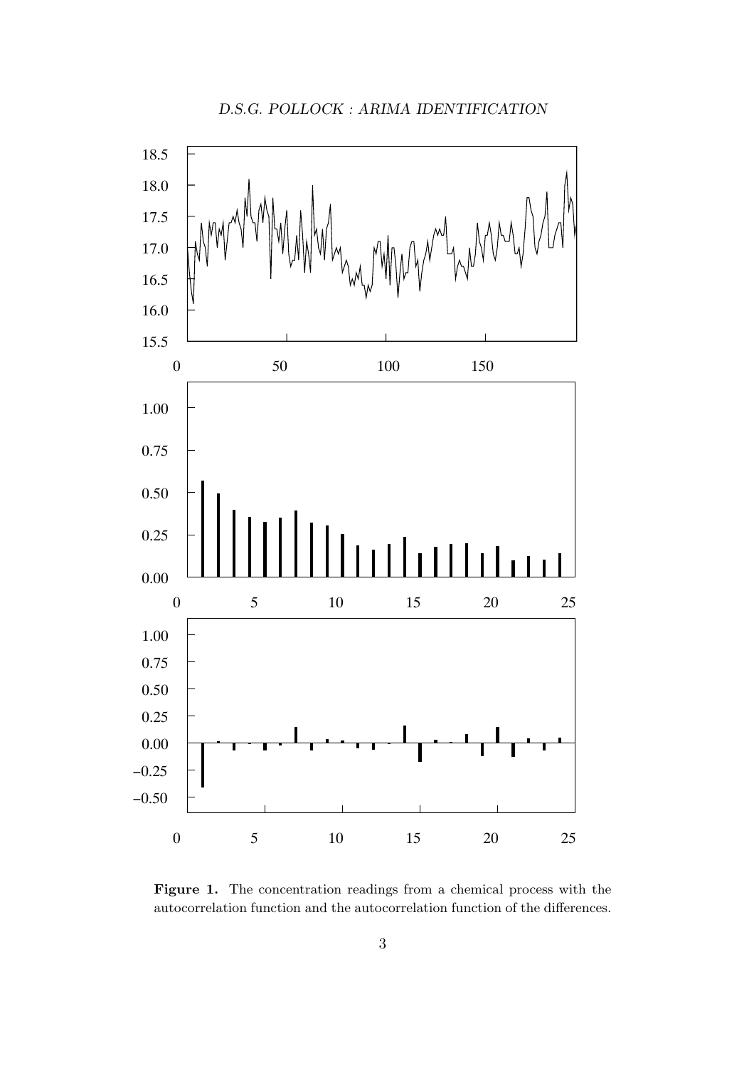**Figure 1.** The concentration readings from a chemical process with the autocorrelation function and the autocorrelation function of the differences.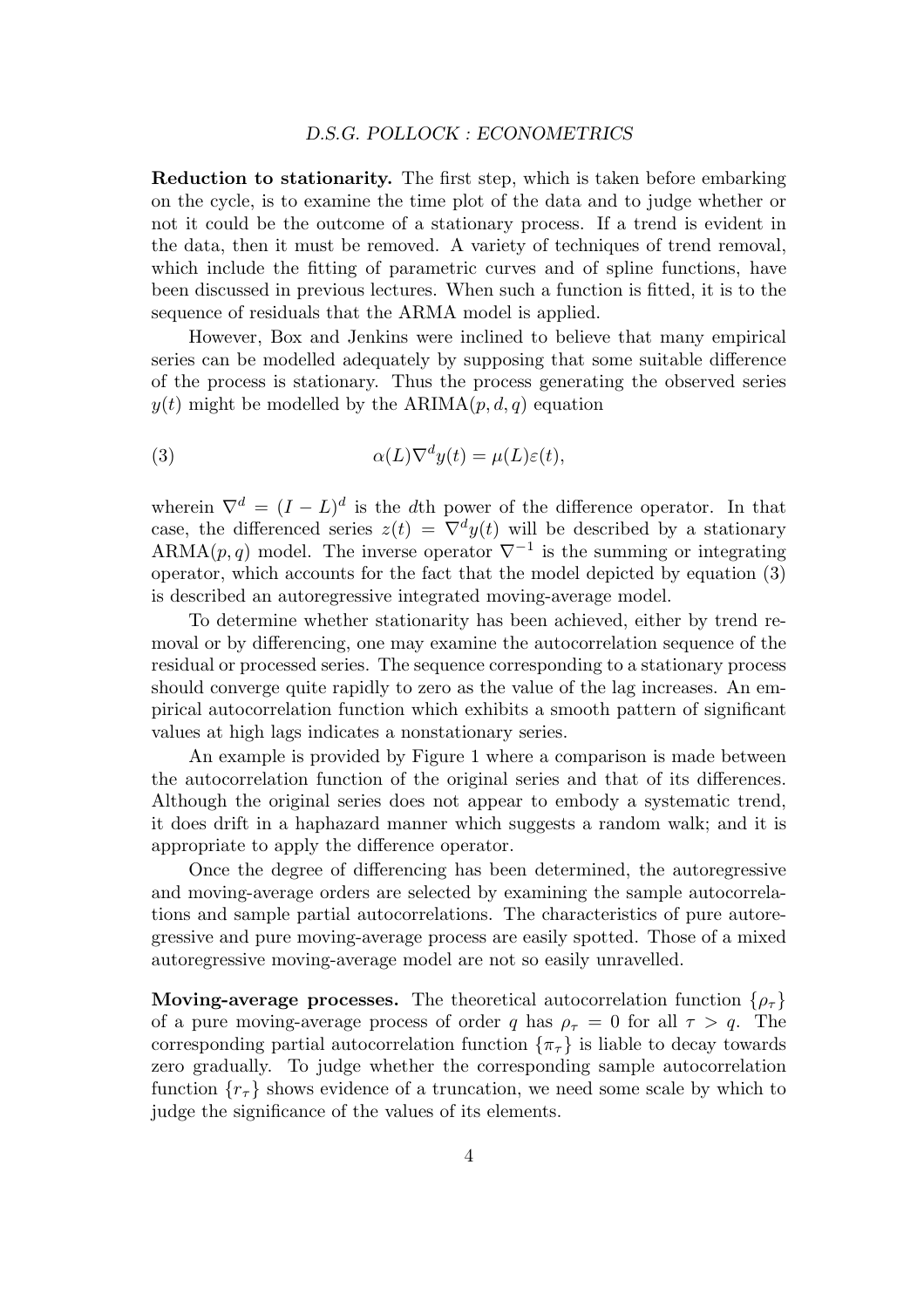**Reduction to stationarity.** The first step, which is taken before embarking on the cycle, is to examine the time plot of the data and to judge whether or not it could be the outcome of a stationary process. If a trend is evident in the data, then it must be removed. A variety of techniques of trend removal, which include the fitting of parametric curves and of spline functions, have been discussed in previous lectures. When such a function is fitted, it is to the sequence of residuals that the ARMA model is applied.

However, Box and Jenkins were inclined to believe that many empirical series can be modelled adequately by supposing that some suitable difference of the process is stationary. Thus the process generating the observed series $y(t)$ might be modelled by the ARIMA$(p, d, q)$ equation

$$\alpha(L)\nabla^d y(t) = \mu(L)\varepsilon(t), \tag{3}$$

wherein $\nabla^d = (I - L)^d$ is the $d$th power of the difference operator. In that case, the differenced series $z(t) = \nabla^d y(t)$ will be described by a stationary ARMA$(p, q)$ model. The inverse operator $\nabla^{-1}$ is the summing or integrating operator, which accounts for the fact that the model depicted by equation (3) is described an autoregressive integrated moving-average model.

To determine whether stationarity has been achieved, either by trend removal or by differencing, one may examine the autocorrelation sequence of the residual or processed series. The sequence corresponding to a stationary process should converge quite rapidly to zero as the value of the lag increases. An empirical autocorrelation function which exhibits a smooth pattern of significant values at high lags indicates a nonstationary series.

An example is provided by Figure 1 where a comparison is made between the autocorrelation function of the original series and that of its differences. Although the original series does not appear to embody a systematic trend, it does drift in a haphazard manner which suggests a random walk; and it is appropriate to apply the difference operator.

Once the degree of differencing has been determined, the autoregressive and moving-average orders are selected by examining the sample autocorrelations and sample partial autocorrelations. The characteristics of pure autoregressive and pure moving-average process are easily spotted. Those of a mixed autoregressive moving-average model are not so easily unravelled.

**Moving-average processes.** The theoretical autocorrelation function $\{\rho_\tau\}$ of a pure moving-average process of order $q$ has $\rho_\tau = 0$ for all $\tau > q$. The corresponding partial autocorrelation function $\{\pi_\tau\}$ is liable to decay towards zero gradually. To judge whether the corresponding sample autocorrelation function $\{r_\tau\}$ shows evidence of a truncation, we need some scale by which to judge the significance of the values of its elements.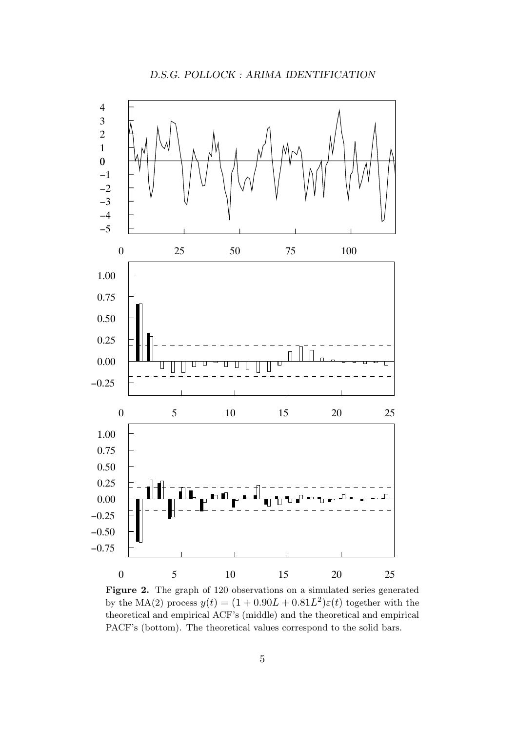**Figure 2.** The graph of 120 observations on a simulated series generated by the MA(2) process $y(t) = (1 + 0.90L + 0.81L^2)\varepsilon(t)$ together with the theoretical and empirical ACF's (middle) and the theoretical and empirical PACF's (bottom). The theoretical values correspond to the solid bars.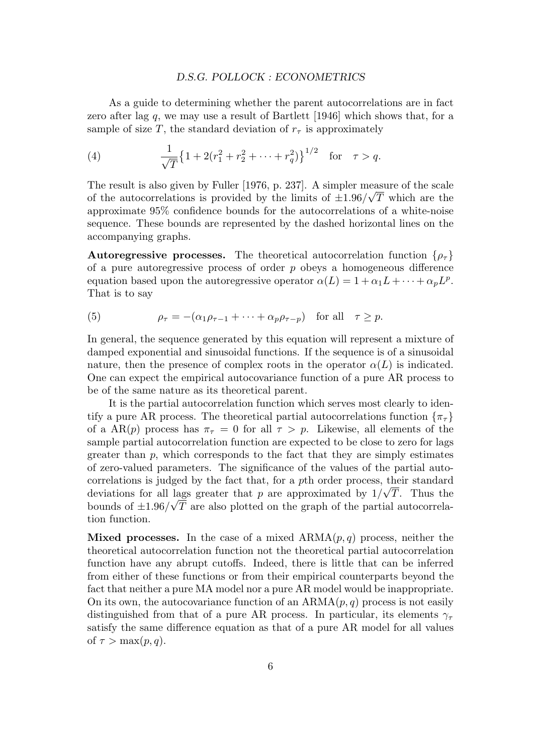As a guide to determining whether the parent autocorrelations are in fact zero after lag $q$, we may use a result of Bartlett [1946] which shows that, for a sample of size $T$, the standard deviation of $r_\tau$ is approximately

$$\frac{1}{\sqrt{T}}\left\{1 + 2(r_1^2 + r_2^2 + \cdots + r_q^2)\right\}^{1/2} \quad \text{for} \quad \tau > q. \tag{4}$$

The result is also given by Fuller [1976, p. 237]. A simpler measure of the scale of the autocorrelations is provided by the limits of $\pm 1.96/\sqrt{T}$ which are the approximate 95% confidence bounds for the autocorrelations of a white-noise sequence. These bounds are represented by the dashed horizontal lines on the accompanying graphs.

**Autoregressive processes.** The theoretical autocorrelation function $\{\rho_\tau\}$ of a pure autoregressive process of order $p$ obeys a homogeneous difference equation based upon the autoregressive operator $\alpha(L) = 1 + \alpha_1 L + \cdots + \alpha_p L^p$. That is to say

$$\rho_\tau = -(\alpha_1 \rho_{\tau-1} + \cdots + \alpha_p \rho_{\tau-p}) \quad \text{for all} \quad \tau \geq p. \tag{5}$$

In general, the sequence generated by this equation will represent a mixture of damped exponential and sinusoidal functions. If the sequence is of a sinusoidal nature, then the presence of complex roots in the operator $\alpha(L)$ is indicated. One can expect the empirical autocovariance function of a pure AR process to be of the same nature as its theoretical parent.

It is the partial autocorrelation function which serves most clearly to identify a pure AR process. The theoretical partial autocorrelations function $\{\pi_\tau\}$ of a AR($p$) process has $\pi_\tau = 0$ for all $\tau > p$. Likewise, all elements of the sample partial autocorrelation function are expected to be close to zero for lags greater than $p$, which corresponds to the fact that they are simply estimates of zero-valued parameters. The significance of the values of the partial autocorrelations is judged by the fact that, for a $p$th order process, their standard deviations for all lags greater that $p$ are approximated by $1/\sqrt{T}$. Thus the bounds of $\pm 1.96/\sqrt{T}$ are also plotted on the graph of the partial autocorrelation function.

**Mixed processes.** In the case of a mixed ARMA($p, q$) process, neither the theoretical autocorrelation function not the theoretical partial autocorrelation function have any abrupt cutoffs. Indeed, there is little that can be inferred from either of these functions or from their empirical counterparts beyond the fact that neither a pure MA model nor a pure AR model would be inappropriate. On its own, the autocovariance function of an ARMA($p, q$) process is not easily distinguished from that of a pure AR process. In particular, its elements $\gamma_\tau$ satisfy the same difference equation as that of a pure AR model for all values of $\tau > \max(p, q)$.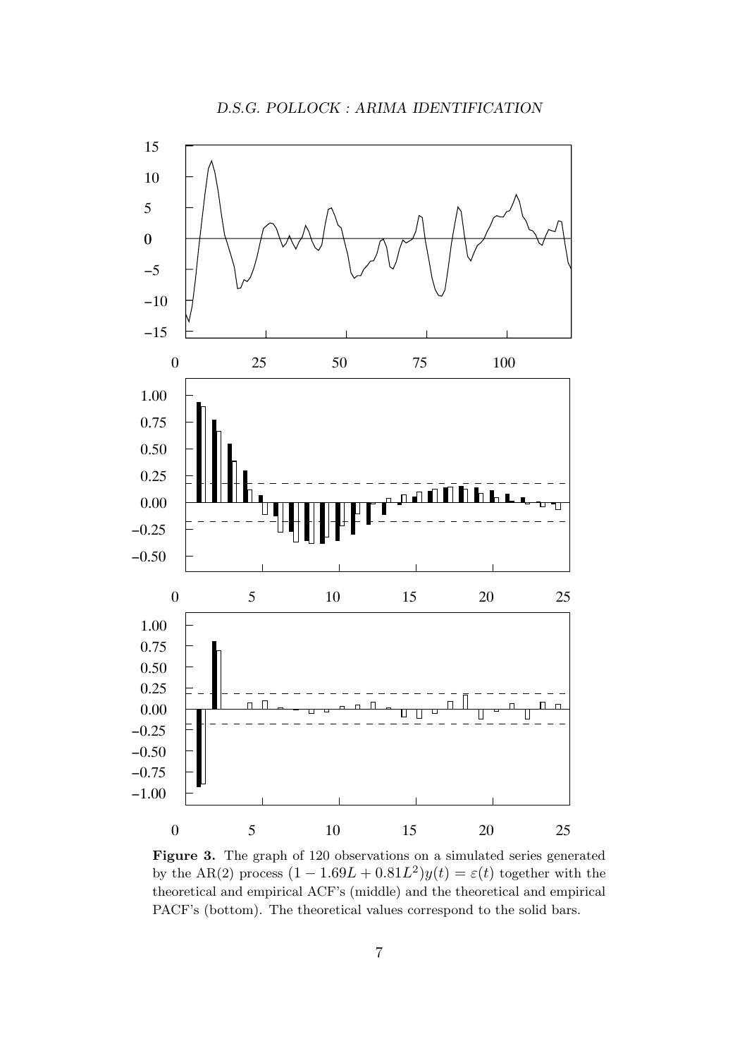**Figure 3.** The graph of 120 observations on a simulated series generated by the AR(2) process $(1 - 1.69L + 0.81L^2)y(t) = \varepsilon(t)$ together with the theoretical and empirical ACF's (middle) and the theoretical and empirical PACF's (bottom). The theoretical values correspond to the solid bars.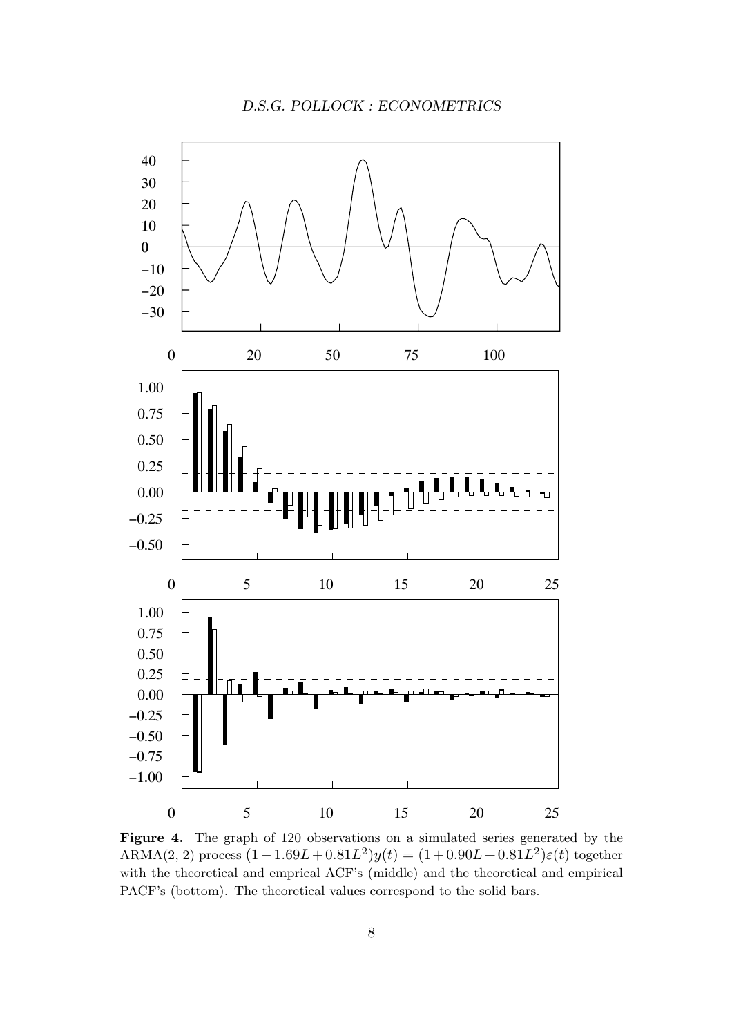**Figure 4.** The graph of 120 observations on a simulated series generated by the ARMA(2, 2) process $(1 - 1.69L + 0.81L^2)y(t) = (1 + 0.90L + 0.81L^2)\varepsilon(t)$ together with the theoretical and emprical ACF's (middle) and the theoretical and empirical PACF's (bottom). The theoretical values correspond to the solid bars.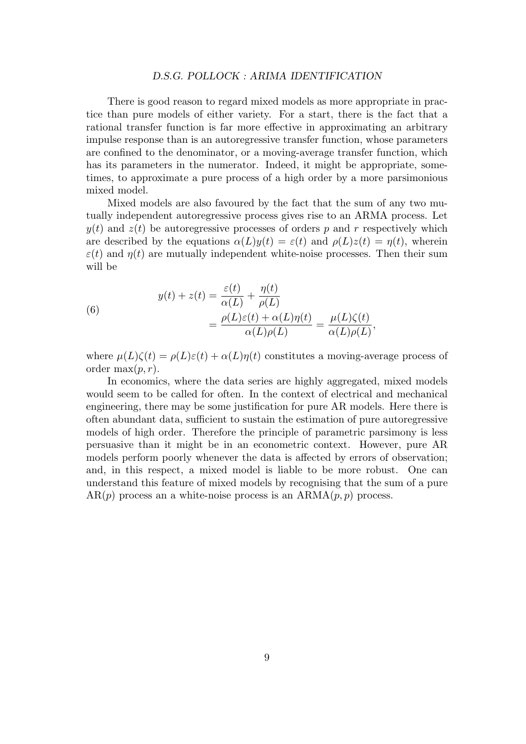There is good reason to regard mixed models as more appropriate in practice than pure models of either variety. For a start, there is the fact that a rational transfer function is far more effective in approximating an arbitrary impulse response than is an autoregressive transfer function, whose parameters are confined to the denominator, or a moving-average transfer function, which has its parameters in the numerator. Indeed, it might be appropriate, sometimes, to approximate a pure process of a high order by a more parsimonious mixed model.

Mixed models are also favoured by the fact that the sum of any two mutually independent autoregressive process gives rise to an ARMA process. Let $y(t)$ and $z(t)$ be autoregressive processes of orders $p$ and $r$ respectively which are described by the equations $\alpha(L)y(t) = \varepsilon(t)$ and $\rho(L)z(t) = \eta(t)$, wherein $\varepsilon(t)$ and $\eta(t)$ are mutually independent white-noise processes. Then their sum will be

$$
\begin{aligned}
y(t) + z(t) &= \frac{\varepsilon(t)}{\alpha(L)} + \frac{\eta(t)}{\rho(L)} \\
&= \frac{\rho(L)\varepsilon(t) + \alpha(L)\eta(t)}{\alpha(L)\rho(L)} = \frac{\mu(L)\zeta(t)}{\alpha(L)\rho(L)},
\end{aligned}
\tag{6}
$$

where $\mu(L)\zeta(t) = \rho(L)\varepsilon(t) + \alpha(L)\eta(t)$ constitutes a moving-average process of order $\max(p, r)$.

In economics, where the data series are highly aggregated, mixed models would seem to be called for often. In the context of electrical and mechanical engineering, there may be some justification for pure AR models. Here there is often abundant data, sufficient to sustain the estimation of pure autoregressive models of high order. Therefore the principle of parametric parsimony is less persuasive than it might be in an econometric context. However, pure AR models perform poorly whenever the data is affected by errors of observation; and, in this respect, a mixed model is liable to be more robust. One can understand this feature of mixed models by recognising that the sum of a pure $\text{AR}(p)$ process an a white-noise process is an $\text{ARMA}(p, p)$ process.